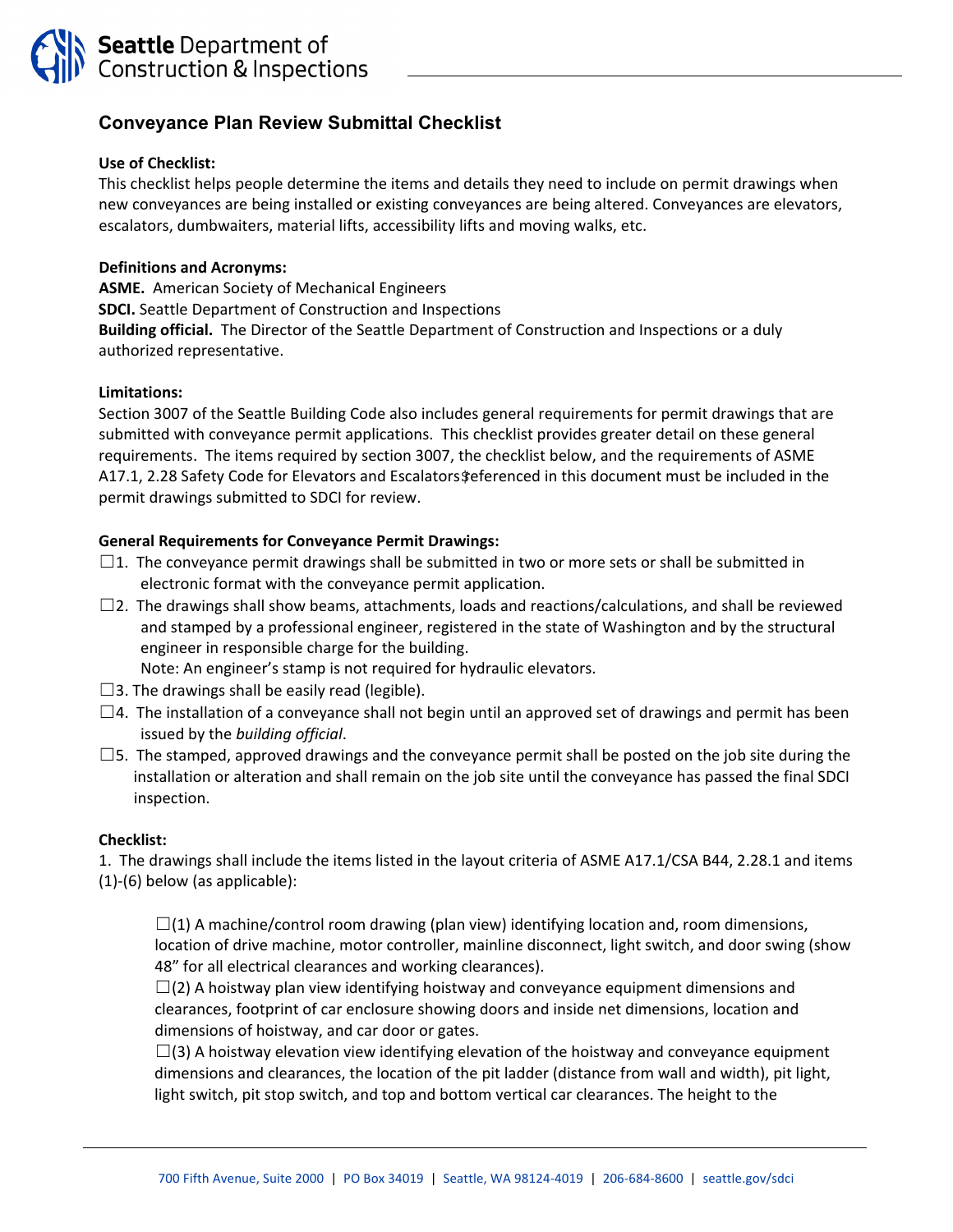**Seattle** Department of Construction & Inspections

# Conveyance Plan Review Submittal Checklist

**Use of Checklist:**

This checklist helps people determine the items and details they need to include on permit drawings when new conveyances are being installed or existing conveyances are being altered. Conveyances are elevators, escalators, dumbwaiters, material lifts, accessibility lifts and moving walks, etc.

**Definitions and Acronyms:**

**ASME.** American Society of Mechanical Engineers

**SDCI.** Seattle Department of Construction and Inspections

**Building official.** The Director of the Seattle Department of Construction and Inspections or a duly authorized representative.

**Limitations:**

Section 3007 of the Seattle Building Code also includes general requirements for permit drawings that are submitted with conveyance permit applications. This checklist provides greater detail on these general requirements. The items required by section 3007, the checklist below, and the requirements of ASME A17.1, 2.28 Safety Code for Elevators and Escalators referenced in this document must be included in the permit drawings submitted to SDCI for review.

**General Requirements for Conveyance Permit Drawings:**

☐1. The conveyance permit drawings shall be submitted in two or more sets or shall be submitted in electronic format with the conveyance permit application.

☐2. The drawings shall show beams, attachments, loads and reactions/calculations, and shall be reviewed and stamped by a professional engineer, registered in the state of Washington and by the structural engineer in responsible charge for the building.
Note: An engineer's stamp is not required for hydraulic elevators.

☐3. The drawings shall be easily read (legible).

☐4. The installation of a conveyance shall not begin until an approved set of drawings and permit has been issued by the *building official*.

☐5. The stamped, approved drawings and the conveyance permit shall be posted on the job site during the installation or alteration and shall remain on the job site until the conveyance has passed the final SDCI inspection.

**Checklist:**

1. The drawings shall include the items listed in the layout criteria of ASME A17.1/CSA B44, 2.28.1 and items (1)-(6) below (as applicable):

☐(1) A machine/control room drawing (plan view) identifying location and, room dimensions, location of drive machine, motor controller, mainline disconnect, light switch, and door swing (show 48" for all electrical clearances and working clearances).

☐(2) A hoistway plan view identifying hoistway and conveyance equipment dimensions and clearances, footprint of car enclosure showing doors and inside net dimensions, location and dimensions of hoistway, and car door or gates.

☐(3) A hoistway elevation view identifying elevation of the hoistway and conveyance equipment dimensions and clearances, the location of the pit ladder (distance from wall and width), pit light, light switch, pit stop switch, and top and bottom vertical car clearances. The height to the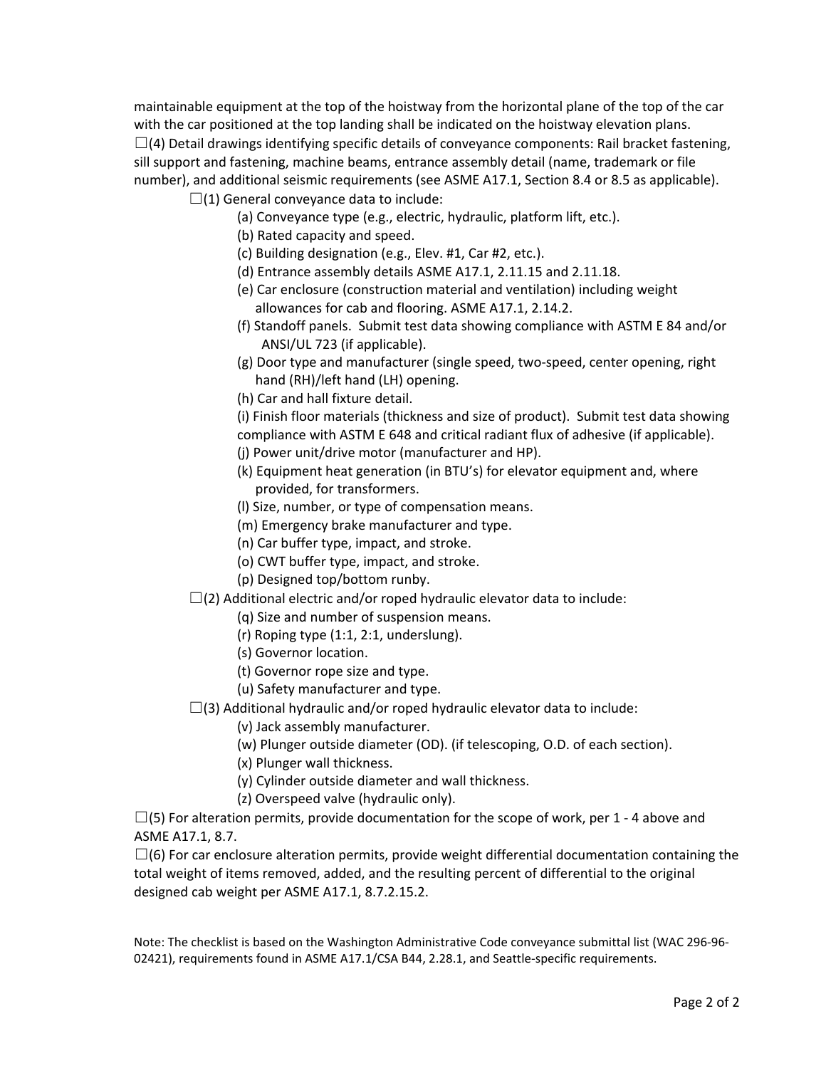maintainable equipment at the top of the hoistway from the horizontal plane of the top of the car with the car positioned at the top landing shall be indicated on the hoistway elevation plans.

☐(4) Detail drawings identifying specific details of conveyance components: Rail bracket fastening, sill support and fastening, machine beams, entrance assembly detail (name, trademark or file number), and additional seismic requirements (see ASME A17.1, Section 8.4 or 8.5 as applicable).

- ☐(1) General conveyance data to include:
  - (a) Conveyance type (e.g., electric, hydraulic, platform lift, etc.).
  - (b) Rated capacity and speed.
  - (c) Building designation (e.g., Elev. #1, Car #2, etc.).
  - (d) Entrance assembly details ASME A17.1, 2.11.15 and 2.11.18.
  - (e) Car enclosure (construction material and ventilation) including weight allowances for cab and flooring. ASME A17.1, 2.14.2.
  - (f) Standoff panels. Submit test data showing compliance with ASTM E 84 and/or ANSI/UL 723 (if applicable).
  - (g) Door type and manufacturer (single speed, two-speed, center opening, right hand (RH)/left hand (LH) opening.
  - (h) Car and hall fixture detail.
  - (i) Finish floor materials (thickness and size of product). Submit test data showing compliance with ASTM E 648 and critical radiant flux of adhesive (if applicable).
  - (j) Power unit/drive motor (manufacturer and HP).
  - (k) Equipment heat generation (in BTU's) for elevator equipment and, where provided, for transformers.
  - (l) Size, number, or type of compensation means.
  - (m) Emergency brake manufacturer and type.
  - (n) Car buffer type, impact, and stroke.
  - (o) CWT buffer type, impact, and stroke.
  - (p) Designed top/bottom runby.
- ☐(2) Additional electric and/or roped hydraulic elevator data to include:
  - (q) Size and number of suspension means.
  - (r) Roping type (1:1, 2:1, underslung).
  - (s) Governor location.
  - (t) Governor rope size and type.
  - (u) Safety manufacturer and type.
- ☐(3) Additional hydraulic and/or roped hydraulic elevator data to include:
  - (v) Jack assembly manufacturer.
  - (w) Plunger outside diameter (OD). (if telescoping, O.D. of each section).
  - (x) Plunger wall thickness.
  - (y) Cylinder outside diameter and wall thickness.
  - (z) Overspeed valve (hydraulic only).

☐(5) For alteration permits, provide documentation for the scope of work, per 1 - 4 above and ASME A17.1, 8.7.

☐(6) For car enclosure alteration permits, provide weight differential documentation containing the total weight of items removed, added, and the resulting percent of differential to the original designed cab weight per ASME A17.1, 8.7.2.15.2.

Note: The checklist is based on the Washington Administrative Code conveyance submittal list (WAC 296-96-02421), requirements found in ASME A17.1/CSA B44, 2.28.1, and Seattle-specific requirements.